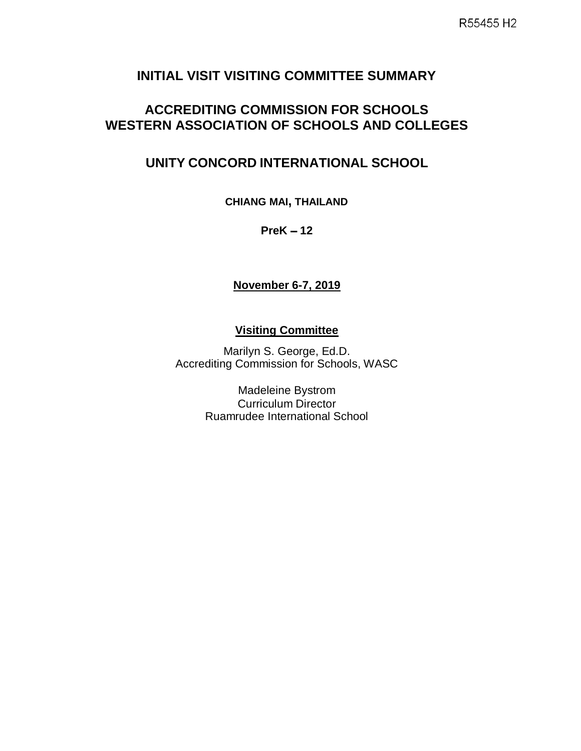R55455 H2

# INITIAL VISIT VISITING COMMITTEE SUMMARY

## ACCREDITING COMMISSION FOR SCHOOLS
## WESTERN ASSOCIATION OF SCHOOLS AND COLLEGES

## UNITY CONCORD INTERNATIONAL SCHOOL

**CHIANG MAI, THAILAND**

**PreK – 12**

**November 6-7, 2019**

**Visiting Committee**

Marilyn S. George, Ed.D.
Accrediting Commission for Schools, WASC

Madeleine Bystrom
Curriculum Director
Ruamrudee International School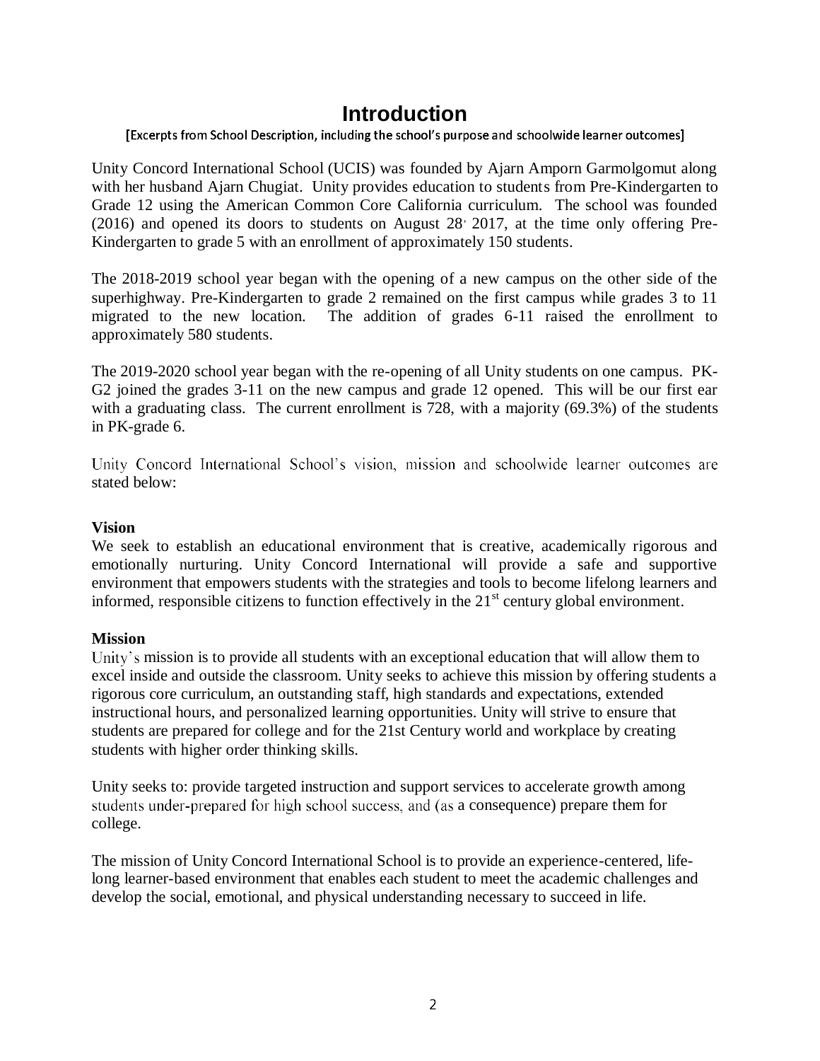# Introduction

[Excerpts from School Description, including the school's purpose and schoolwide learner outcomes]

Unity Concord International School (UCIS) was founded by Ajarn Amporn Garmolgomut along with her husband Ajarn Chugiat. Unity provides education to students from Pre-Kindergarten to Grade 12 using the American Common Core California curriculum. The school was founded (2016) and opened its doors to students on August 28, 2017, at the time only offering Pre-Kindergarten to grade 5 with an enrollment of approximately 150 students.

The 2018-2019 school year began with the opening of a new campus on the other side of the superhighway. Pre-Kindergarten to grade 2 remained on the first campus while grades 3 to 11 migrated to the new location. The addition of grades 6-11 raised the enrollment to approximately 580 students.

The 2019-2020 school year began with the re-opening of all Unity students on one campus. PK-G2 joined the grades 3-11 on the new campus and grade 12 opened. This will be our first ear with a graduating class. The current enrollment is 728, with a majority (69.3%) of the students in PK-grade 6.

Unity Concord International School's vision, mission and schoolwide learner outcomes are stated below:

**Vision**

We seek to establish an educational environment that is creative, academically rigorous and emotionally nurturing. Unity Concord International will provide a safe and supportive environment that empowers students with the strategies and tools to become lifelong learners and informed, responsible citizens to function effectively in the 21st century global environment.

**Mission**

Unity's mission is to provide all students with an exceptional education that will allow them to excel inside and outside the classroom. Unity seeks to achieve this mission by offering students a rigorous core curriculum, an outstanding staff, high standards and expectations, extended instructional hours, and personalized learning opportunities. Unity will strive to ensure that students are prepared for college and for the 21st Century world and workplace by creating students with higher order thinking skills.

Unity seeks to: provide targeted instruction and support services to accelerate growth among students under-prepared for high school success, and (as a consequence) prepare them for college.

The mission of Unity Concord International School is to provide an experience-centered, life-long learner-based environment that enables each student to meet the academic challenges and develop the social, emotional, and physical understanding necessary to succeed in life.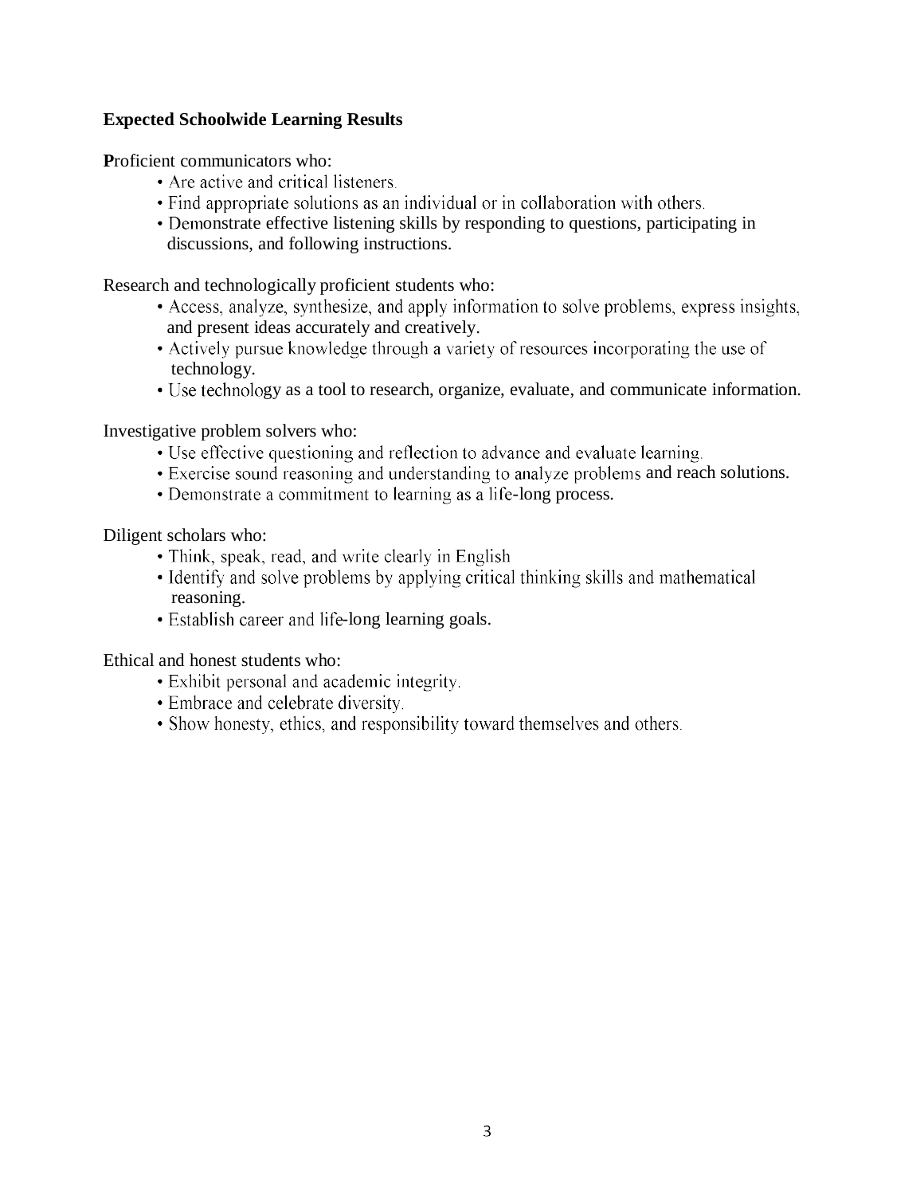**Expected Schoolwide Learning Results**

**P**roficient communicators who:

- Are active and critical listeners.
- Find appropriate solutions as an individual or in collaboration with others.
- Demonstrate effective listening skills by responding to questions, participating in discussions, and following instructions.

Research and technologically proficient students who:

- Access, analyze, synthesize, and apply information to solve problems, express insights, and present ideas accurately and creatively.
- Actively pursue knowledge through a variety of resources incorporating the use of technology.
- Use technology as a tool to research, organize, evaluate, and communicate information.

Investigative problem solvers who:

- Use effective questioning and reflection to advance and evaluate learning.
- Exercise sound reasoning and understanding to analyze problems and reach solutions.
- Demonstrate a commitment to learning as a life-long process.

Diligent scholars who:

- Think, speak, read, and write clearly in English
- Identify and solve problems by applying critical thinking skills and mathematical reasoning.
- Establish career and life-long learning goals.

Ethical and honest students who:

- Exhibit personal and academic integrity.
- Embrace and celebrate diversity.
- Show honesty, ethics, and responsibility toward themselves and others.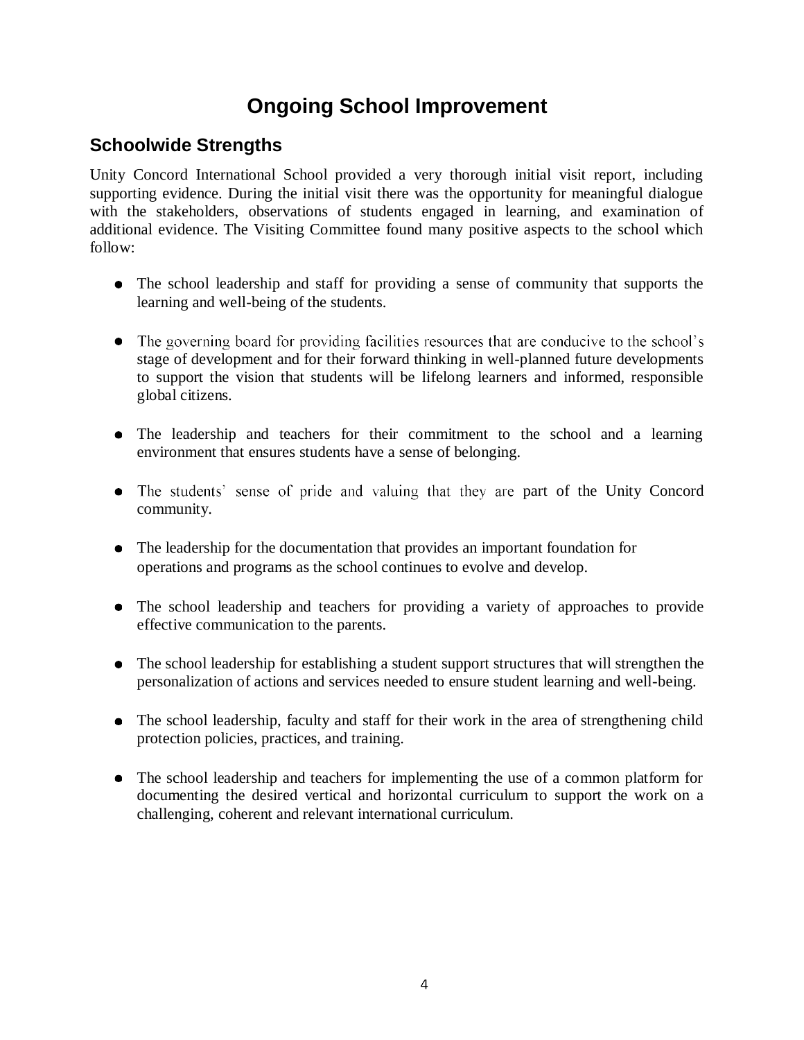# Ongoing School Improvement

## Schoolwide Strengths

Unity Concord International School provided a very thorough initial visit report, including supporting evidence. During the initial visit there was the opportunity for meaningful dialogue with the stakeholders, observations of students engaged in learning, and examination of additional evidence. The Visiting Committee found many positive aspects to the school which follow:

- The school leadership and staff for providing a sense of community that supports the learning and well-being of the students.
- The governing board for providing facilities resources that are conducive to the school's stage of development and for their forward thinking in well-planned future developments to support the vision that students will be lifelong learners and informed, responsible global citizens.
- The leadership and teachers for their commitment to the school and a learning environment that ensures students have a sense of belonging.
- The students' sense of pride and valuing that they are part of the Unity Concord community.
- The leadership for the documentation that provides an important foundation for operations and programs as the school continues to evolve and develop.
- The school leadership and teachers for providing a variety of approaches to provide effective communication to the parents.
- The school leadership for establishing a student support structures that will strengthen the personalization of actions and services needed to ensure student learning and well-being.
- The school leadership, faculty and staff for their work in the area of strengthening child protection policies, practices, and training.
- The school leadership and teachers for implementing the use of a common platform for documenting the desired vertical and horizontal curriculum to support the work on a challenging, coherent and relevant international curriculum.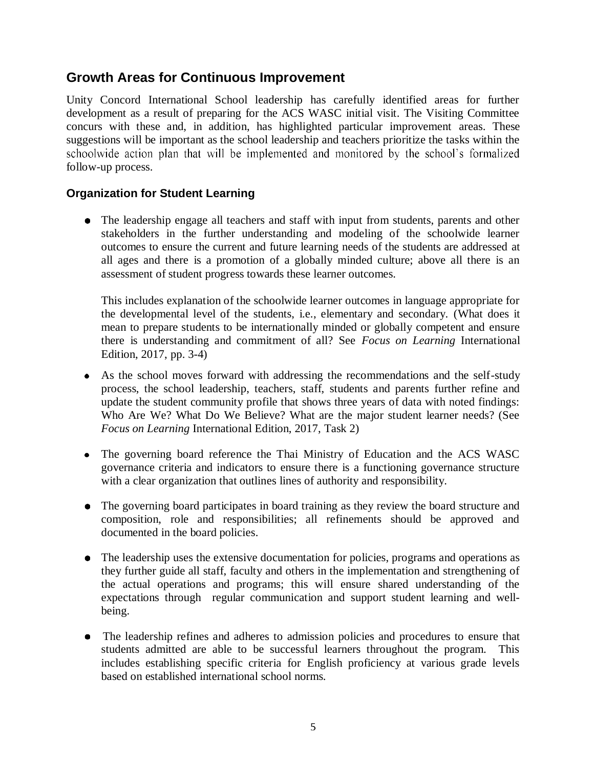## Growth Areas for Continuous Improvement

Unity Concord International School leadership has carefully identified areas for further development as a result of preparing for the ACS WASC initial visit. The Visiting Committee concurs with these and, in addition, has highlighted particular improvement areas. These suggestions will be important as the school leadership and teachers prioritize the tasks within the schoolwide action plan that will be implemented and monitored by the school's formalized follow-up process.

### Organization for Student Learning

- The leadership engage all teachers and staff with input from students, parents and other stakeholders in the further understanding and modeling of the schoolwide learner outcomes to ensure the current and future learning needs of the students are addressed at all ages and there is a promotion of a globally minded culture; above all there is an assessment of student progress towards these learner outcomes.

  This includes explanation of the schoolwide learner outcomes in language appropriate for the developmental level of the students, i.e., elementary and secondary. (What does it mean to prepare students to be internationally minded or globally competent and ensure there is understanding and commitment of all? See *Focus on Learning* International Edition, 2017, pp. 3-4)

- As the school moves forward with addressing the recommendations and the self-study process, the school leadership, teachers, staff, students and parents further refine and update the student community profile that shows three years of data with noted findings: Who Are We? What Do We Believe? What are the major student learner needs? (See *Focus on Learning* International Edition, 2017, Task 2)

- The governing board reference the Thai Ministry of Education and the ACS WASC governance criteria and indicators to ensure there is a functioning governance structure with a clear organization that outlines lines of authority and responsibility.

- The governing board participates in board training as they review the board structure and composition, role and responsibilities; all refinements should be approved and documented in the board policies.

- The leadership uses the extensive documentation for policies, programs and operations as they further guide all staff, faculty and others in the implementation and strengthening of the actual operations and programs; this will ensure shared understanding of the expectations through regular communication and support student learning and well-being.

- The leadership refines and adheres to admission policies and procedures to ensure that students admitted are able to be successful learners throughout the program. This includes establishing specific criteria for English proficiency at various grade levels based on established international school norms.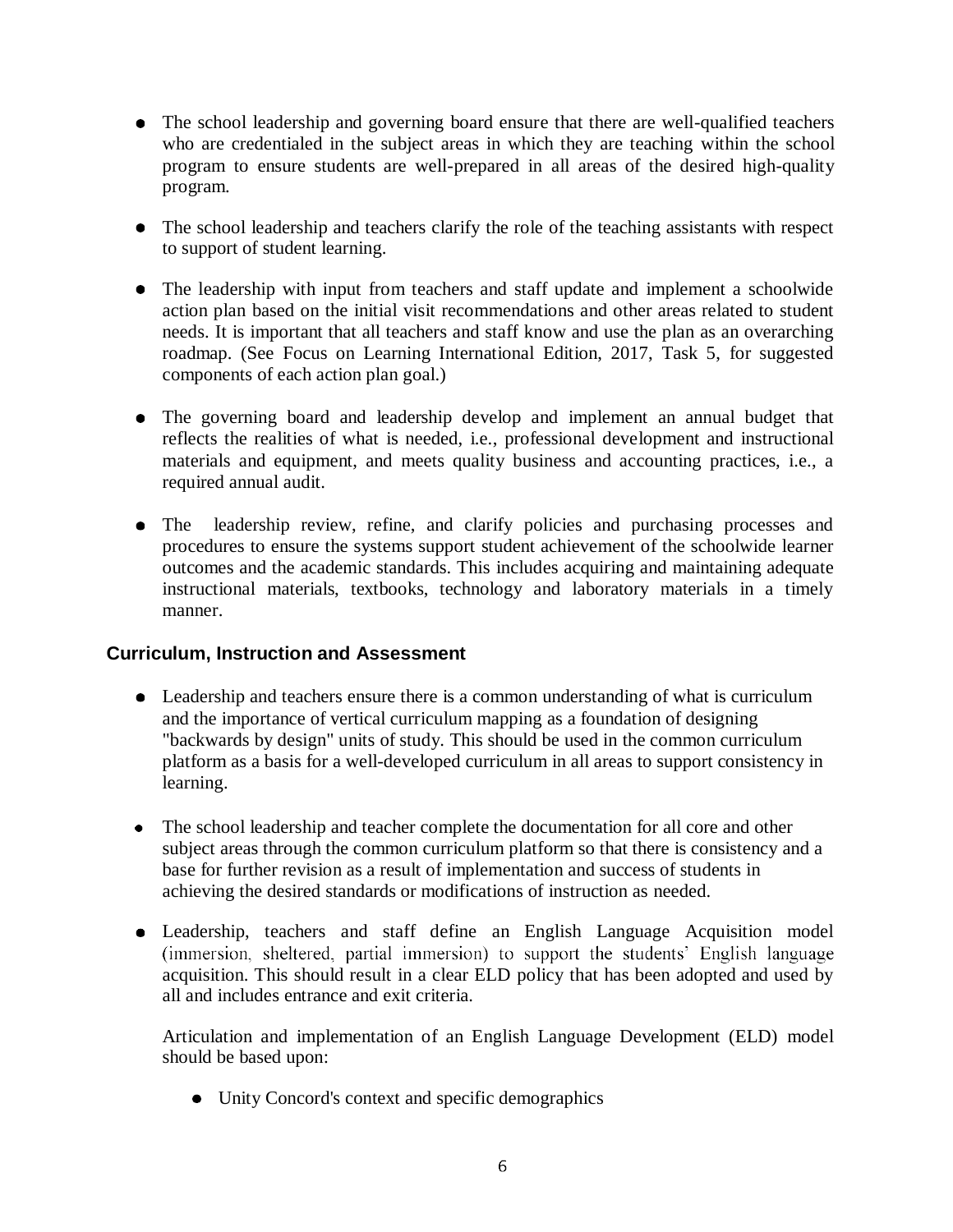- The school leadership and governing board ensure that there are well-qualified teachers who are credentialed in the subject areas in which they are teaching within the school program to ensure students are well-prepared in all areas of the desired high-quality program.

- The school leadership and teachers clarify the role of the teaching assistants with respect to support of student learning.

- The leadership with input from teachers and staff update and implement a schoolwide action plan based on the initial visit recommendations and other areas related to student needs. It is important that all teachers and staff know and use the plan as an overarching roadmap. (See Focus on Learning International Edition, 2017, Task 5, for suggested components of each action plan goal.)

- The governing board and leadership develop and implement an annual budget that reflects the realities of what is needed, i.e., professional development and instructional materials and equipment, and meets quality business and accounting practices, i.e., a required annual audit.

- The leadership review, refine, and clarify policies and purchasing processes and procedures to ensure the systems support student achievement of the schoolwide learner outcomes and the academic standards. This includes acquiring and maintaining adequate instructional materials, textbooks, technology and laboratory materials in a timely manner.

### Curriculum, Instruction and Assessment

- Leadership and teachers ensure there is a common understanding of what is curriculum and the importance of vertical curriculum mapping as a foundation of designing "backwards by design" units of study. This should be used in the common curriculum platform as a basis for a well-developed curriculum in all areas to support consistency in learning.

- The school leadership and teacher complete the documentation for all core and other subject areas through the common curriculum platform so that there is consistency and a base for further revision as a result of implementation and success of students in achieving the desired standards or modifications of instruction as needed.

- Leadership, teachers and staff define an English Language Acquisition model (immersion, sheltered, partial immersion) to support the students' English language acquisition. This should result in a clear ELD policy that has been adopted and used by all and includes entrance and exit criteria.

  Articulation and implementation of an English Language Development (ELD) model should be based upon:

  - Unity Concord's context and specific demographics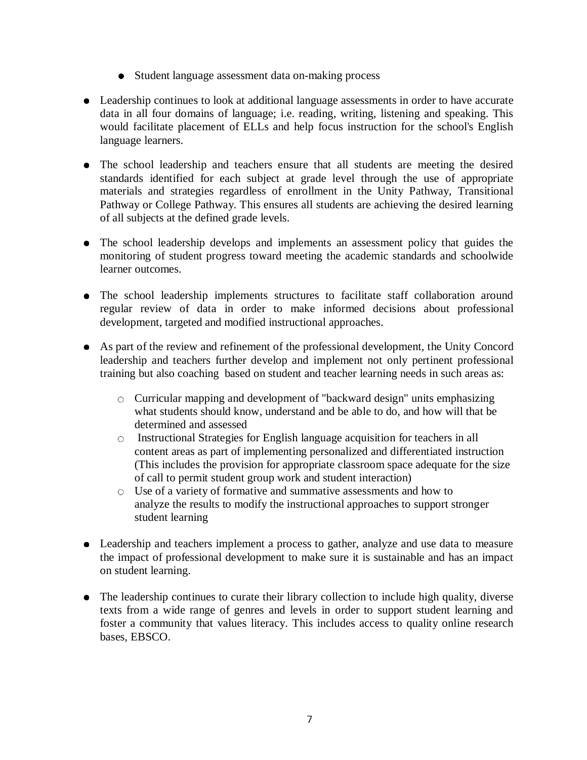- Student language assessment data on-making process

- Leadership continues to look at additional language assessments in order to have accurate data in all four domains of language; i.e. reading, writing, listening and speaking. This would facilitate placement of ELLs and help focus instruction for the school's English language learners.

- The school leadership and teachers ensure that all students are meeting the desired standards identified for each subject at grade level through the use of appropriate materials and strategies regardless of enrollment in the Unity Pathway, Transitional Pathway or College Pathway. This ensures all students are achieving the desired learning of all subjects at the defined grade levels.

- The school leadership develops and implements an assessment policy that guides the monitoring of student progress toward meeting the academic standards and schoolwide learner outcomes.

- The school leadership implements structures to facilitate staff collaboration around regular review of data in order to make informed decisions about professional development, targeted and modified instructional approaches.

- As part of the review and refinement of the professional development, the Unity Concord leadership and teachers further develop and implement not only pertinent professional training but also coaching based on student and teacher learning needs in such areas as:

    - Curricular mapping and development of "backward design" units emphasizing what students should know, understand and be able to do, and how will that be determined and assessed
    - Instructional Strategies for English language acquisition for teachers in all content areas as part of implementing personalized and differentiated instruction (This includes the provision for appropriate classroom space adequate for the size of call to permit student group work and student interaction)
    - Use of a variety of formative and summative assessments and how to analyze the results to modify the instructional approaches to support stronger student learning

- Leadership and teachers implement a process to gather, analyze and use data to measure the impact of professional development to make sure it is sustainable and has an impact on student learning.

- The leadership continues to curate their library collection to include high quality, diverse texts from a wide range of genres and levels in order to support student learning and foster a community that values literacy. This includes access to quality online research bases, EBSCO.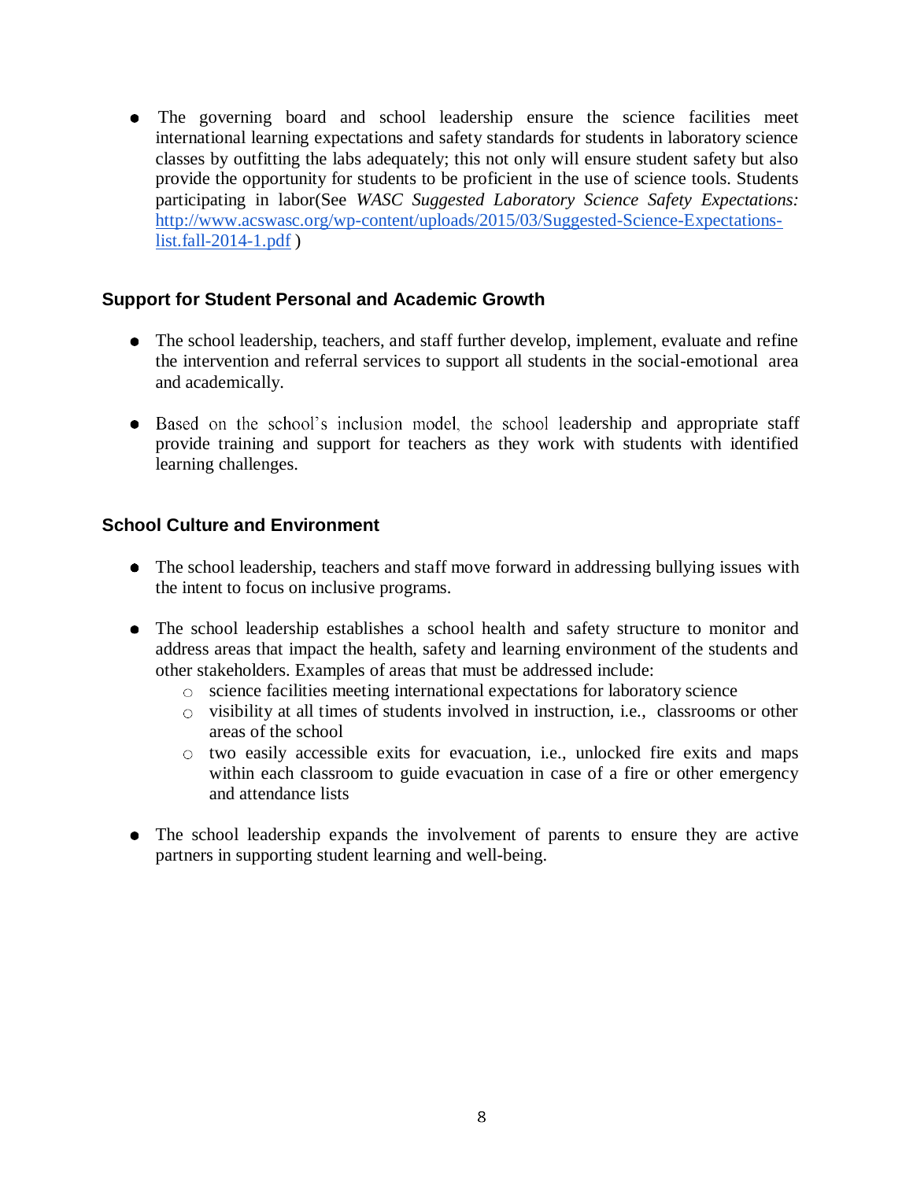- The governing board and school leadership ensure the science facilities meet international learning expectations and safety standards for students in laboratory science classes by outfitting the labs adequately; this not only will ensure student safety but also provide the opportunity for students to be proficient in the use of science tools. Students participating in labor(See *WASC Suggested Laboratory Science Safety Expectations:* [http://www.acswasc.org/wp-content/uploads/2015/03/Suggested-Science-Expectations-list.fall-2014-1.pdf](http://www.acswasc.org/wp-content/uploads/2015/03/Suggested-Science-Expectations-list.fall-2014-1.pdf) )

## Support for Student Personal and Academic Growth

- The school leadership, teachers, and staff further develop, implement, evaluate and refine the intervention and referral services to support all students in the social-emotional area and academically.

- Based on the school's inclusion model, the school leadership and appropriate staff provide training and support for teachers as they work with students with identified learning challenges.

## School Culture and Environment

- The school leadership, teachers and staff move forward in addressing bullying issues with the intent to focus on inclusive programs.

- The school leadership establishes a school health and safety structure to monitor and address areas that impact the health, safety and learning environment of the students and other stakeholders. Examples of areas that must be addressed include:
  - science facilities meeting international expectations for laboratory science
  - visibility at all times of students involved in instruction, i.e., classrooms or other areas of the school
  - two easily accessible exits for evacuation, i.e., unlocked fire exits and maps within each classroom to guide evacuation in case of a fire or other emergency and attendance lists

- The school leadership expands the involvement of parents to ensure they are active partners in supporting student learning and well-being.